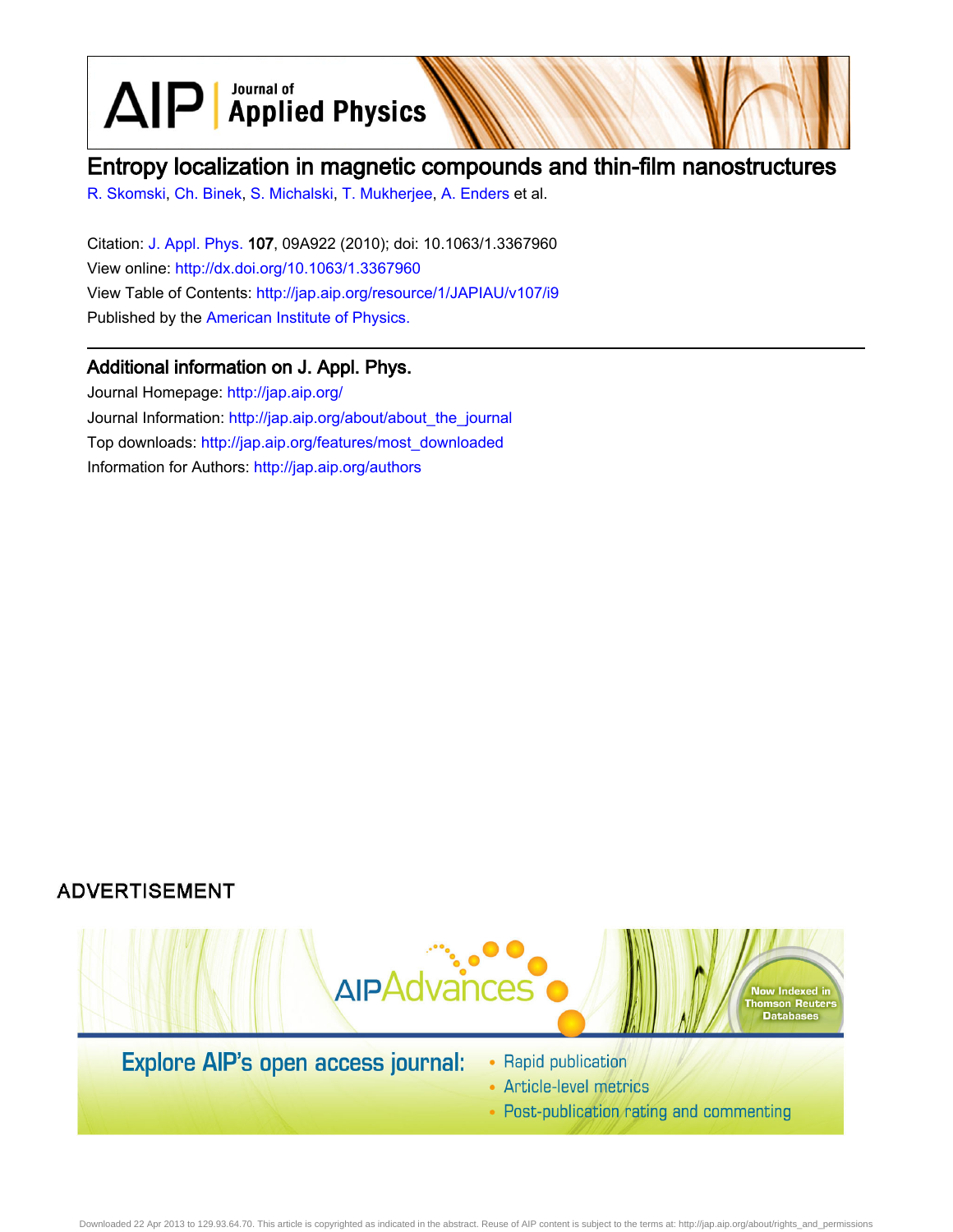# Entropy localization in magnetic compounds and thin-film nanostructures

R. Skomski, Ch. Binek, S. Michalski, T. Mukherjee, A. Enders et al.

Citation: J. Appl. Phys. **107**, 09A922 (2010); doi: 10.1063/1.3367960

View online: http://dx.doi.org/10.1063/1.3367960

View Table of Contents: http://jap.aip.org/resource/1/JAPIAU/v107/i9

Published by the American Institute of Physics.

## Additional information on J. Appl. Phys.

Journal Homepage: http://jap.aip.org/

Journal Information: http://jap.aip.org/about/about_the_journal

Top downloads: http://jap.aip.org/features/most_downloaded

Information for Authors: http://jap.aip.org/authors

ADVERTISEMENT

AIP Advances

Now Indexed in Thomson Reuters Databases

Explore AIP's open access journal:

- Rapid publication
- Article-level metrics
- Post-publication rating and commenting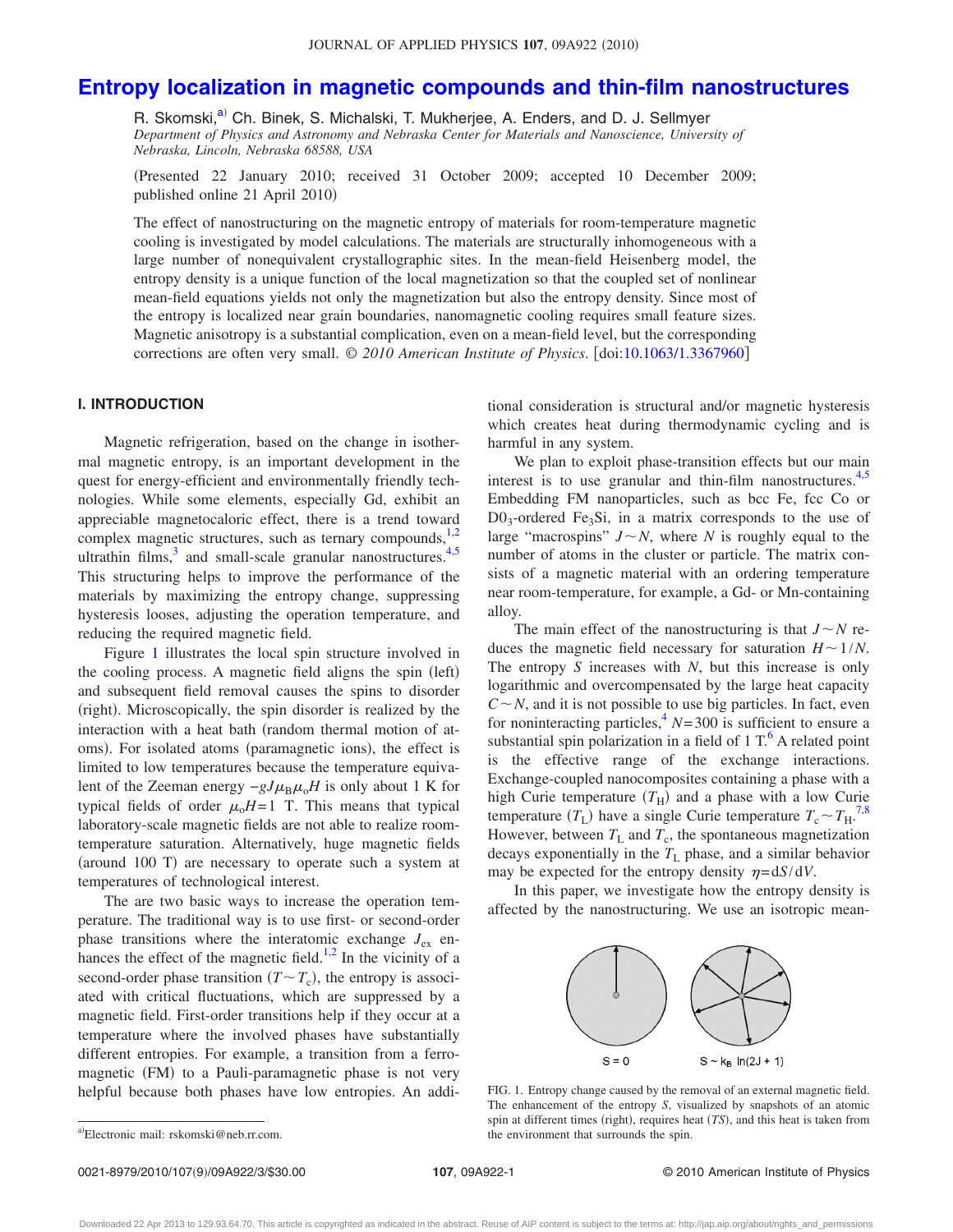# Entropy localization in magnetic compounds and thin-film nanostructures

R. Skomski,[a)] Ch. Binek, S. Michalski, T. Mukherjee, A. Enders, and D. J. Sellmyer

*Department of Physics and Astronomy and Nebraska Center for Materials and Nanoscience, University of Nebraska, Lincoln, Nebraska 68588, USA*

(Presented 22 January 2010; received 31 October 2009; accepted 10 December 2009; published online 21 April 2010)

The effect of nanostructuring on the magnetic entropy of materials for room-temperature magnetic cooling is investigated by model calculations. The materials are structurally inhomogeneous with a large number of nonequivalent crystallographic sites. In the mean-field Heisenberg model, the entropy density is a unique function of the local magnetization so that the coupled set of nonlinear mean-field equations yields not only the magnetization but also the entropy density. Since most of the entropy is localized near grain boundaries, nanomagnetic cooling requires small feature sizes. Magnetic anisotropy is a substantial complication, even on a mean-field level, but the corresponding corrections are often very small. © *2010 American Institute of Physics*. [doi:10.1063/1.3367960]

## I. INTRODUCTION

Magnetic refrigeration, based on the change in isothermal magnetic entropy, is an important development in the quest for energy-efficient and environmentally friendly technologies. While some elements, especially Gd, exhibit an appreciable magnetocaloric effect, there is a trend toward complex magnetic structures, such as ternary compounds,[1,2] ultrathin films,[3] and small-scale granular nanostructures.[4,5] This structuring helps to improve the performance of the materials by maximizing the entropy change, suppressing hysteresis looses, adjusting the operation temperature, and reducing the required magnetic field.

Figure 1 illustrates the local spin structure involved in the cooling process. A magnetic field aligns the spin (left) and subsequent field removal causes the spins to disorder (right). Microscopically, the spin disorder is realized by the interaction with a heat bath (random thermal motion of atoms). For isolated atoms (paramagnetic ions), the effect is limited to low temperatures because the temperature equivalent of the Zeeman energy $-gJ\mu_B\mu_o H$ is only about 1 K for typical fields of order $\mu_o H=1$ T. This means that typical laboratory-scale magnetic fields are not able to realize room-temperature saturation. Alternatively, huge magnetic fields (around 100 T) are necessary to operate such a system at temperatures of technological interest.

The are two basic ways to increase the operation temperature. The traditional way is to use first- or second-order phase transitions where the interatomic exchange $J_{ex}$ enhances the effect of the magnetic field.[1,2] In the vicinity of a second-order phase transition ($T\sim T_c$), the entropy is associated with critical fluctuations, which are suppressed by a magnetic field. First-order transitions help if they occur at a temperature where the involved phases have substantially different entropies. For example, a transition from a ferromagnetic (FM) to a Pauli-paramagnetic phase is not very helpful because both phases have low entropies. An additional consideration is structural and/or magnetic hysteresis which creates heat during thermodynamic cycling and is harmful in any system.

We plan to exploit phase-transition effects but our main interest is to use granular and thin-film nanostructures.[4,5] Embedding FM nanoparticles, such as bcc Fe, fcc Co or $D0_3$-ordered $Fe_3Si$, in a matrix corresponds to the use of large "macrospins" $J\sim N$, where $N$ is roughly equal to the number of atoms in the cluster or particle. The matrix consists of a magnetic material with an ordering temperature near room-temperature, for example, a Gd- or Mn-containing alloy.

The main effect of the nanostructuring is that $J\sim N$ reduces the magnetic field necessary for saturation $H\sim 1/N$. The entropy $S$ increases with $N$, but this increase is only logarithmic and overcompensated by the large heat capacity $C\sim N$, and it is not possible to use big particles. In fact, even for noninteracting particles,[4] $N=300$ is sufficient to ensure a substantial spin polarization in a field of 1 T.[6] A related point is the effective range of the exchange interactions. Exchange-coupled nanocomposites containing a phase with a high Curie temperature ($T_H$) and a phase with a low Curie temperature ($T_L$) have a single Curie temperature $T_c\sim T_H$.[7,8] However, between $T_L$ and $T_c$, the spontaneous magnetization decays exponentially in the $T_L$ phase, and a similar behavior may be expected for the entropy density $\eta=dS/dV$.

In this paper, we investigate how the entropy density is affected by the nanostructuring. We use an isotropic mean-

S = 0 S ~ $k_B$ ln(2J + 1)

FIG. 1. Entropy change caused by the removal of an external magnetic field. The enhancement of the entropy $S$, visualized by snapshots of an atomic spin at different times (right), requires heat ($TS$), and this heat is taken from the environment that surrounds the spin.

[a)]Electronic mail: rskomski@neb.rr.com.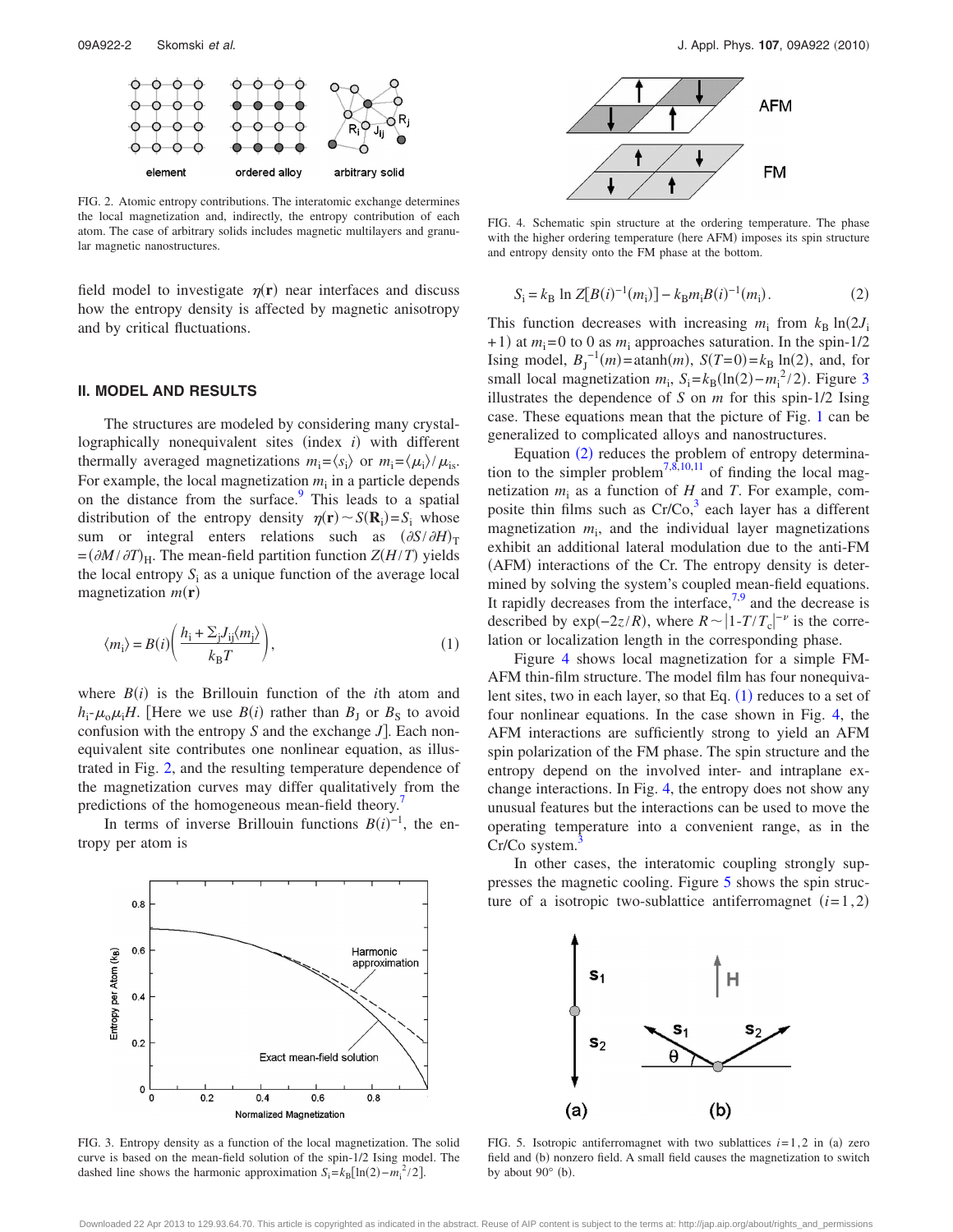FIG. 2. Atomic entropy contributions. The interatomic exchange determines the local magnetization and, indirectly, the entropy contribution of each atom. The case of arbitrary solids includes magnetic multilayers and granular magnetic nanostructures.

field model to investigate $\eta(\mathbf{r})$ near interfaces and discuss how the entropy density is affected by magnetic anisotropy and by critical fluctuations.

## II. MODEL AND RESULTS

The structures are modeled by considering many crystallographically nonequivalent sites (index $i$) with different thermally averaged magnetizations $m_i = \langle s_i \rangle$ or $m_i = \langle \mu_i \rangle / \mu_{is}$. For example, the local magnetization $m_i$ in a particle depends on the distance from the surface.[9] This leads to a spatial distribution of the entropy density $\eta(\mathbf{r}) \sim S(\mathbf{R}_i) = S_i$ whose sum or integral enters relations such as $(\partial S/\partial H)_T = (\partial M/\partial T)_H$. The mean-field partition function $Z(H/T)$ yields the local entropy $S_i$ as a unique function of the average local magnetization $m(\mathbf{r})$

$$\langle m_i \rangle = B(i)\left(\frac{h_i + \Sigma_j J_{ij}\langle m_j \rangle}{k_B T}\right), \tag{1}$$

where $B(i)$ is the Brillouin function of the $i$th atom and $h_i$-$\mu_o \mu_i H$. [Here we use $B(i)$ rather than $B_J$ or $B_S$ to avoid confusion with the entropy $S$ and the exchange $J$]. Each nonequivalent site contributes one nonlinear equation, as illustrated in Fig. 2, and the resulting temperature dependence of the magnetization curves may differ qualitatively from the predictions of the homogeneous mean-field theory.[7]

In terms of inverse Brillouin functions $B(i)^{-1}$, the entropy per atom is

$$S_i = k_B \ln Z[B(i)^{-1}(m_i)] - k_B m_i B(i)^{-1}(m_i). \tag{2}$$

This function decreases with increasing $m_i$ from $k_B \ln(2J_i+1)$ at $m_i=0$ to 0 as $m_i$ approaches saturation. In the spin-1/2 Ising model, $B_J^{-1}(m) = \operatorname{atanh}(m)$, $S(T=0) = k_B \ln(2)$, and, for small local magnetization $m_i$, $S_i = k_B(\ln(2) - m_i^2/2)$. Figure 3 illustrates the dependence of $S$ on $m$ for this spin-1/2 Ising case. These equations mean that the picture of Fig. 1 can be generalized to complicated alloys and nanostructures.

Equation (2) reduces the problem of entropy determination to the simpler problem[7,8,10,11] of finding the local magnetization $m_i$ as a function of $H$ and $T$. For example, composite thin films such as Cr/Co,[3] each layer has a different magnetization $m_i$, and the individual layer magnetizations exhibit an additional lateral modulation due to the anti-FM (AFM) interactions of the Cr. The entropy density is determined by solving the system's coupled mean-field equations. It rapidly decreases from the interface,[7,9] and the decrease is described by $\exp(-2z/R)$, where $R \sim |1\text{-}T/T_c|^{-\nu}$ is the correlation or localization length in the corresponding phase.

FIG. 3. Entropy density as a function of the local magnetization. The solid curve is based on the mean-field solution of the spin-1/2 Ising model. The dashed line shows the harmonic approximation $S_i = k_B[\ln(2) - m_i^2/2]$.

FIG. 4. Schematic spin structure at the ordering temperature. The phase with the higher ordering temperature (here AFM) imposes its spin structure and entropy density onto the FM phase at the bottom.

Figure 4 shows local magnetization for a simple FM-AFM thin-film structure. The model film has four nonequivalent sites, two in each layer, so that Eq. (1) reduces to a set of four nonlinear equations. In the case shown in Fig. 4, the AFM interactions are sufficiently strong to yield an AFM spin polarization of the FM phase. The spin structure and the entropy depend on the involved inter- and intraplane exchange interactions. In Fig. 4, the entropy does not show any unusual features but the interactions can be used to move the operating temperature into a convenient range, as in the Cr/Co system.[3]

In other cases, the interatomic coupling strongly suppresses the magnetic cooling. Figure 5 shows the spin structure of a isotropic two-sublattice antiferromagnet ($i=1,2$)

FIG. 5. Isotropic antiferromagnet with two sublattices $i=1,2$ in (a) zero field and (b) nonzero field. A small field causes the magnetization to switch by about 90° (b).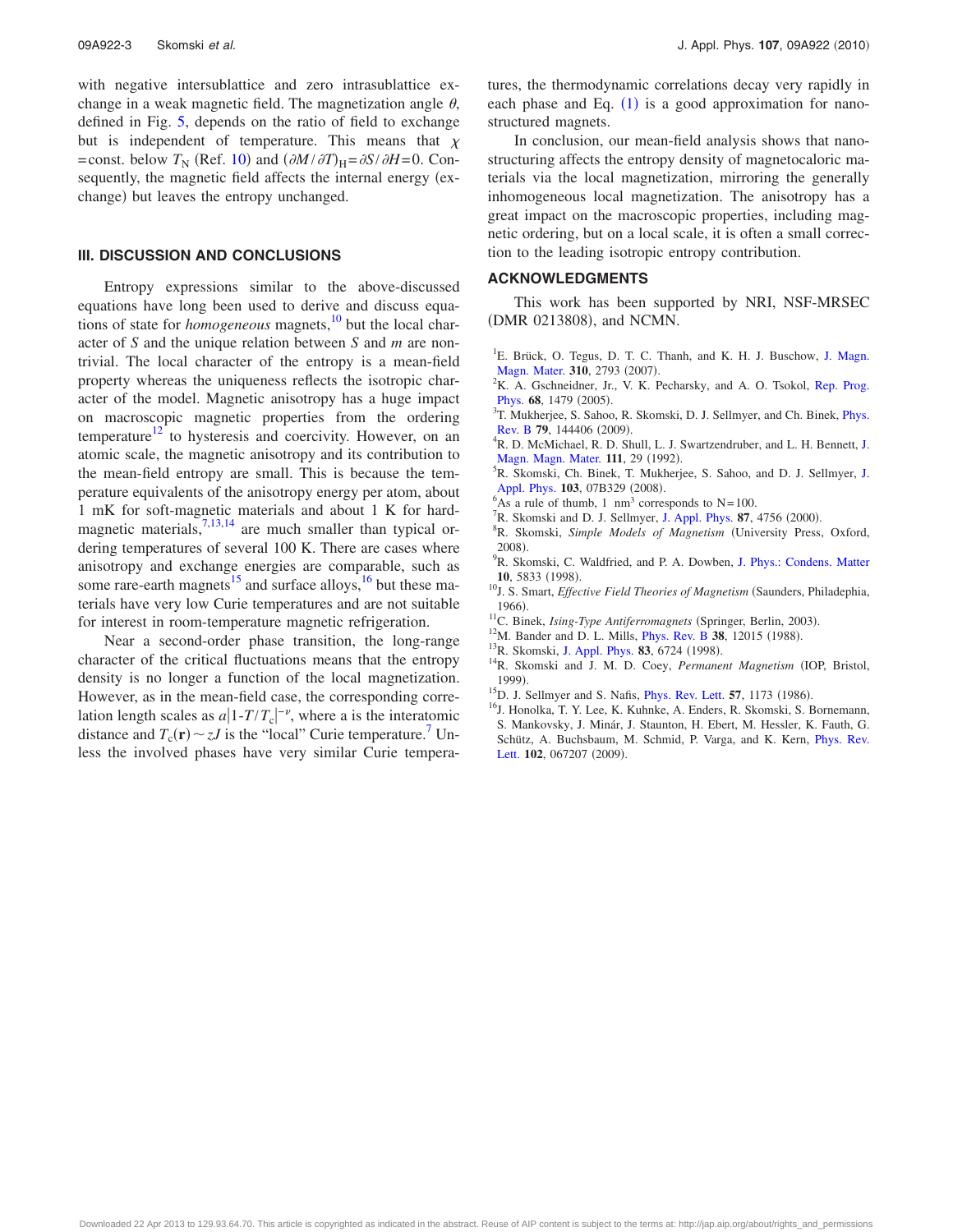with negative intersublattice and zero intrasublattice exchange in a weak magnetic field. The magnetization angle $\theta$, defined in Fig. 5, depends on the ratio of field to exchange but is independent of temperature. This means that $\chi = \text{const.}$ below $T_N$ (Ref. 10) and $(\partial M / \partial T)_H = \partial S / \partial H = 0$. Consequently, the magnetic field affects the internal energy (exchange) but leaves the entropy unchanged.

## III. DISCUSSION AND CONCLUSIONS

Entropy expressions similar to the above-discussed equations have long been used to derive and discuss equations of state for *homogeneous* magnets,[10] but the local character of $S$ and the unique relation between $S$ and $m$ are nontrivial. The local character of the entropy is a mean-field property whereas the uniqueness reflects the isotropic character of the model. Magnetic anisotropy has a huge impact on macroscopic magnetic properties from the ordering temperature[12] to hysteresis and coercivity. However, on an atomic scale, the magnetic anisotropy and its contribution to the mean-field entropy are small. This is because the temperature equivalents of the anisotropy energy per atom, about 1 mK for soft-magnetic materials and about 1 K for hard-magnetic materials,[7,13,14] are much smaller than typical ordering temperatures of several 100 K. There are cases where anisotropy and exchange energies are comparable, such as some rare-earth magnets[15] and surface alloys,[16] but these materials have very low Curie temperatures and are not suitable for interest in room-temperature magnetic refrigeration.

Near a second-order phase transition, the long-range character of the critical fluctuations means that the entropy density is no longer a function of the local magnetization. However, as in the mean-field case, the corresponding correlation length scales as $a|1\text{-}T/T_c|^{-\nu}$, where a is the interatomic distance and $T_c(\mathbf{r}) \sim zJ$ is the "local" Curie temperature.[7] Unless the involved phases have very similar Curie temperatures, the thermodynamic correlations decay very rapidly in each phase and Eq. (1) is a good approximation for nanostructured magnets.

In conclusion, our mean-field analysis shows that nanostructuring affects the entropy density of magnetocaloric materials via the local magnetization, mirroring the generally inhomogeneous local magnetization. The anisotropy has a great impact on the macroscopic properties, including magnetic ordering, but on a local scale, it is often a small correction to the leading isotropic entropy contribution.

## ACKNOWLEDGMENTS

This work has been supported by NRI, NSF-MRSEC (DMR 0213808), and NCMN.

[1] E. Brück, O. Tegus, D. T. C. Thanh, and K. H. J. Buschow, J. Magn. Magn. Mater. **310**, 2793 (2007).
[2] K. A. Gschneidner, Jr., V. K. Pecharsky, and A. O. Tsokol, Rep. Prog. Phys. **68**, 1479 (2005).
[3] T. Mukherjee, S. Sahoo, R. Skomski, D. J. Sellmyer, and Ch. Binek, Phys. Rev. B **79**, 144406 (2009).
[4] R. D. McMichael, R. D. Shull, L. J. Swartzendruber, and L. H. Bennett, J. Magn. Magn. Mater. **111**, 29 (1992).
[5] R. Skomski, Ch. Binek, T. Mukherjee, S. Sahoo, and D. J. Sellmyer, J. Appl. Phys. **103**, 07B329 (2008).
[6] As a rule of thumb, 1 nm$^3$ corresponds to N=100.
[7] R. Skomski and D. J. Sellmyer, J. Appl. Phys. **87**, 4756 (2000).
[8] R. Skomski, *Simple Models of Magnetism* (University Press, Oxford, 2008).
[9] R. Skomski, C. Waldfried, and P. A. Dowben, J. Phys.: Condens. Matter **10**, 5833 (1998).
[10] J. S. Smart, *Effective Field Theories of Magnetism* (Saunders, Philadephia, 1966).
[11] C. Binek, *Ising-Type Antiferromagnets* (Springer, Berlin, 2003).
[12] M. Bander and D. L. Mills, Phys. Rev. B **38**, 12015 (1988).
[13] R. Skomski, J. Appl. Phys. **83**, 6724 (1998).
[14] R. Skomski and J. M. D. Coey, *Permanent Magnetism* (IOP, Bristol, 1999).
[15] D. J. Sellmyer and S. Nafis, Phys. Rev. Lett. **57**, 1173 (1986).
[16] J. Honolka, T. Y. Lee, K. Kuhnke, A. Enders, R. Skomski, S. Bornemann, S. Mankovsky, J. Minár, J. Staunton, H. Ebert, M. Hessler, K. Fauth, G. Schütz, A. Buchsbaum, M. Schmid, P. Varga, and K. Kern, Phys. Rev. Lett. **102**, 067207 (2009).